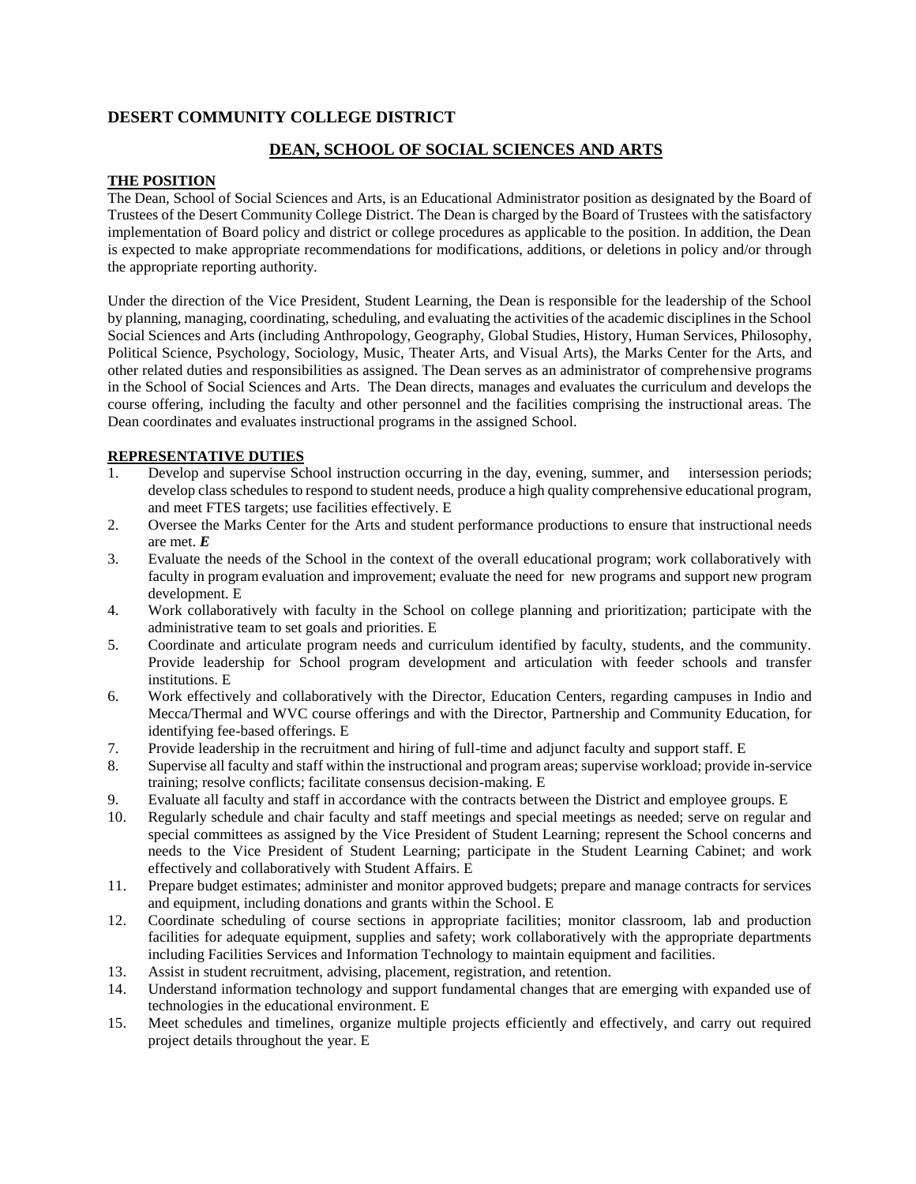## DESERT COMMUNITY COLLEGE DISTRICT

## DEAN, SCHOOL OF SOCIAL SCIENCES AND ARTS

### THE POSITION

The Dean, School of Social Sciences and Arts, is an Educational Administrator position as designated by the Board of Trustees of the Desert Community College District. The Dean is charged by the Board of Trustees with the satisfactory implementation of Board policy and district or college procedures as applicable to the position. In addition, the Dean is expected to make appropriate recommendations for modifications, additions, or deletions in policy and/or through the appropriate reporting authority.

Under the direction of the Vice President, Student Learning, the Dean is responsible for the leadership of the School by planning, managing, coordinating, scheduling, and evaluating the activities of the academic disciplines in the School Social Sciences and Arts (including Anthropology, Geography, Global Studies, History, Human Services, Philosophy, Political Science, Psychology, Sociology, Music, Theater Arts, and Visual Arts), the Marks Center for the Arts, and other related duties and responsibilities as assigned. The Dean serves as an administrator of comprehensive programs in the School of Social Sciences and Arts. The Dean directs, manages and evaluates the curriculum and develops the course offering, including the faculty and other personnel and the facilities comprising the instructional areas. The Dean coordinates and evaluates instructional programs in the assigned School.

### REPRESENTATIVE DUTIES

1. Develop and supervise School instruction occurring in the day, evening, summer, and intersession periods; develop class schedules to respond to student needs, produce a high quality comprehensive educational program, and meet FTES targets; use facilities effectively. E
2. Oversee the Marks Center for the Arts and student performance productions to ensure that instructional needs are met. ***E***
3. Evaluate the needs of the School in the context of the overall educational program; work collaboratively with faculty in program evaluation and improvement; evaluate the need for new programs and support new program development. E
4. Work collaboratively with faculty in the School on college planning and prioritization; participate with the administrative team to set goals and priorities. E
5. Coordinate and articulate program needs and curriculum identified by faculty, students, and the community. Provide leadership for School program development and articulation with feeder schools and transfer institutions. E
6. Work effectively and collaboratively with the Director, Education Centers, regarding campuses in Indio and Mecca/Thermal and WVC course offerings and with the Director, Partnership and Community Education, for identifying fee-based offerings. E
7. Provide leadership in the recruitment and hiring of full-time and adjunct faculty and support staff. E
8. Supervise all faculty and staff within the instructional and program areas; supervise workload; provide in-service training; resolve conflicts; facilitate consensus decision-making. E
9. Evaluate all faculty and staff in accordance with the contracts between the District and employee groups. E
10. Regularly schedule and chair faculty and staff meetings and special meetings as needed; serve on regular and special committees as assigned by the Vice President of Student Learning; represent the School concerns and needs to the Vice President of Student Learning; participate in the Student Learning Cabinet; and work effectively and collaboratively with Student Affairs. E
11. Prepare budget estimates; administer and monitor approved budgets; prepare and manage contracts for services and equipment, including donations and grants within the School. E
12. Coordinate scheduling of course sections in appropriate facilities; monitor classroom, lab and production facilities for adequate equipment, supplies and safety; work collaboratively with the appropriate departments including Facilities Services and Information Technology to maintain equipment and facilities.
13. Assist in student recruitment, advising, placement, registration, and retention.
14. Understand information technology and support fundamental changes that are emerging with expanded use of technologies in the educational environment. E
15. Meet schedules and timelines, organize multiple projects efficiently and effectively, and carry out required project details throughout the year. E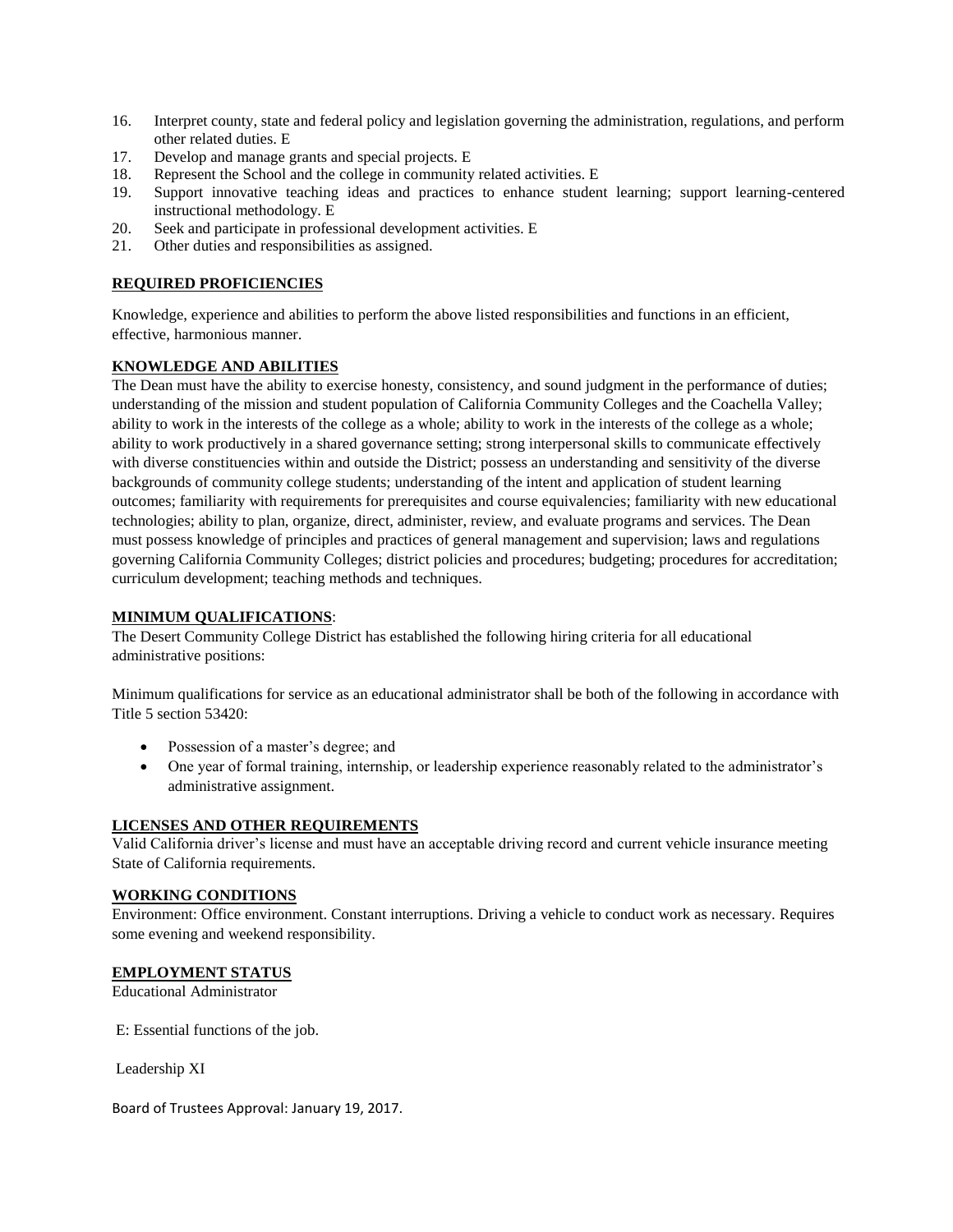16. Interpret county, state and federal policy and legislation governing the administration, regulations, and perform other related duties. E
17. Develop and manage grants and special projects. E
18. Represent the School and the college in community related activities. E
19. Support innovative teaching ideas and practices to enhance student learning; support learning-centered instructional methodology. E
20. Seek and participate in professional development activities. E
21. Other duties and responsibilities as assigned.

## REQUIRED PROFICIENCIES

Knowledge, experience and abilities to perform the above listed responsibilities and functions in an efficient, effective, harmonious manner.

## KNOWLEDGE AND ABILITIES

The Dean must have the ability to exercise honesty, consistency, and sound judgment in the performance of duties; understanding of the mission and student population of California Community Colleges and the Coachella Valley; ability to work in the interests of the college as a whole; ability to work in the interests of the college as a whole; ability to work productively in a shared governance setting; strong interpersonal skills to communicate effectively with diverse constituencies within and outside the District; possess an understanding and sensitivity of the diverse backgrounds of community college students; understanding of the intent and application of student learning outcomes; familiarity with requirements for prerequisites and course equivalencies; familiarity with new educational technologies; ability to plan, organize, direct, administer, review, and evaluate programs and services. The Dean must possess knowledge of principles and practices of general management and supervision; laws and regulations governing California Community Colleges; district policies and procedures; budgeting; procedures for accreditation; curriculum development; teaching methods and techniques.

## MINIMUM QUALIFICATIONS:

The Desert Community College District has established the following hiring criteria for all educational administrative positions:

Minimum qualifications for service as an educational administrator shall be both of the following in accordance with Title 5 section 53420:

- Possession of a master's degree; and
- One year of formal training, internship, or leadership experience reasonably related to the administrator's administrative assignment.

## LICENSES AND OTHER REQUIREMENTS

Valid California driver's license and must have an acceptable driving record and current vehicle insurance meeting State of California requirements.

## WORKING CONDITIONS

Environment: Office environment. Constant interruptions. Driving a vehicle to conduct work as necessary. Requires some evening and weekend responsibility.

## EMPLOYMENT STATUS

Educational Administrator

E: Essential functions of the job.

Leadership XI

Board of Trustees Approval: January 19, 2017.